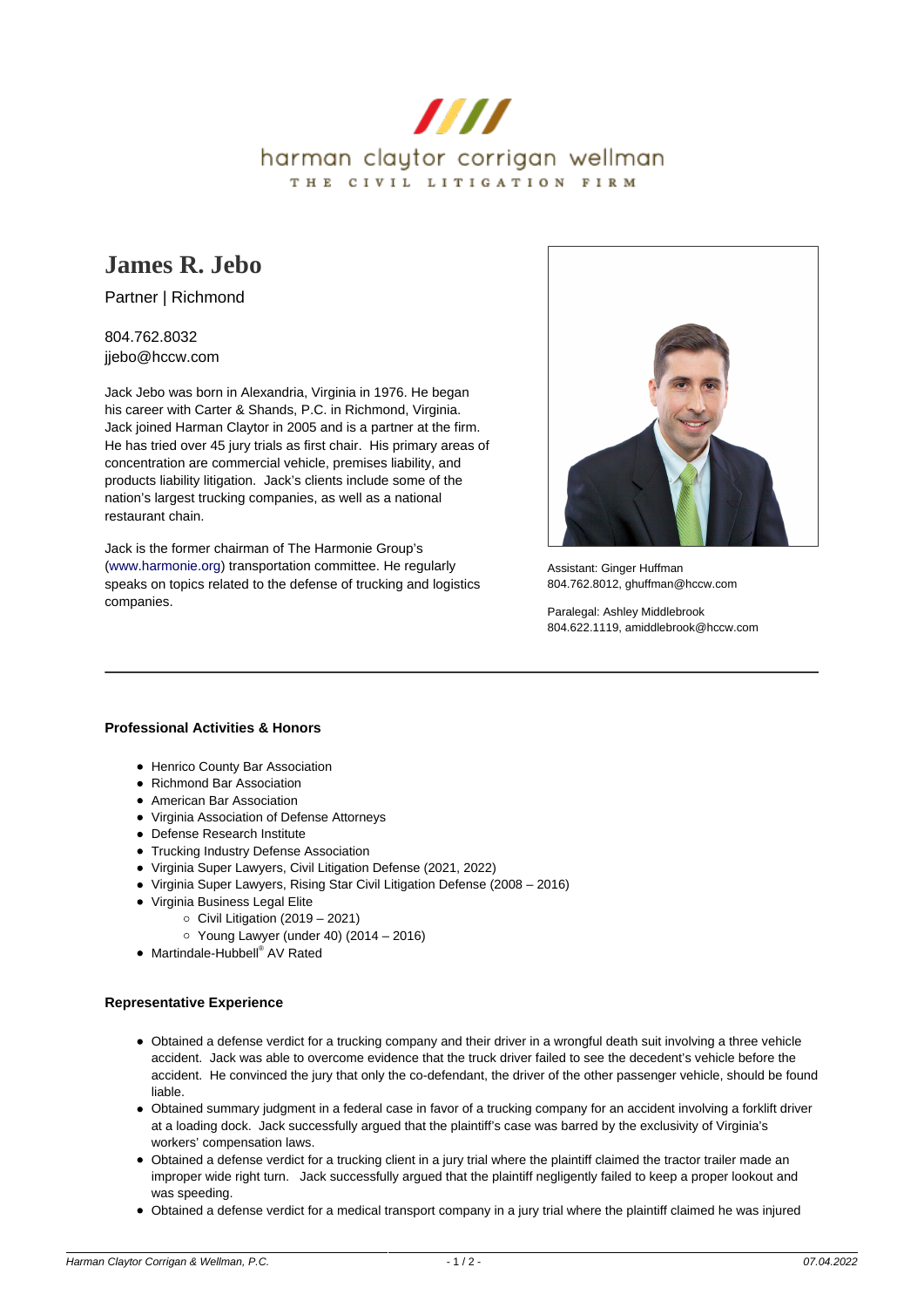harman claytor corrigan wellman

THE CIVIL LITIGATION FIRM

# James R. Jebo

Partner | Richmond

804.762.8032
jjebo@hccw.com

Jack Jebo was born in Alexandria, Virginia in 1976. He began his career with Carter & Shands, P.C. in Richmond, Virginia. Jack joined Harman Claytor in 2005 and is a partner at the firm. He has tried over 45 jury trials as first chair. His primary areas of concentration are commercial vehicle, premises liability, and products liability litigation. Jack's clients include some of the nation's largest trucking companies, as well as a national restaurant chain.

Jack is the former chairman of The Harmonie Group's (www.harmonie.org) transportation committee. He regularly speaks on topics related to the defense of trucking and logistics companies.

Assistant: Ginger Huffman
804.762.8012, ghuffman@hccw.com

Paralegal: Ashley Middlebrook
804.622.1119, amiddlebrook@hccw.com

---

### Professional Activities & Honors

- Henrico County Bar Association
- Richmond Bar Association
- American Bar Association
- Virginia Association of Defense Attorneys
- Defense Research Institute
- Trucking Industry Defense Association
- Virginia Super Lawyers, Civil Litigation Defense (2021, 2022)
- Virginia Super Lawyers, Rising Star Civil Litigation Defense (2008 – 2016)
- Virginia Business Legal Elite
  - Civil Litigation (2019 – 2021)
  - Young Lawyer (under 40) (2014 – 2016)
- Martindale-Hubbell® AV Rated

### Representative Experience

- Obtained a defense verdict for a trucking company and their driver in a wrongful death suit involving a three vehicle accident. Jack was able to overcome evidence that the truck driver failed to see the decedent's vehicle before the accident. He convinced the jury that only the co-defendant, the driver of the other passenger vehicle, should be found liable.
- Obtained summary judgment in a federal case in favor of a trucking company for an accident involving a forklift driver at a loading dock. Jack successfully argued that the plaintiff's case was barred by the exclusivity of Virginia's workers' compensation laws.
- Obtained a defense verdict for a trucking client in a jury trial where the plaintiff claimed the tractor trailer made an improper wide right turn. Jack successfully argued that the plaintiff negligently failed to keep a proper lookout and was speeding.
- Obtained a defense verdict for a medical transport company in a jury trial where the plaintiff claimed he was injured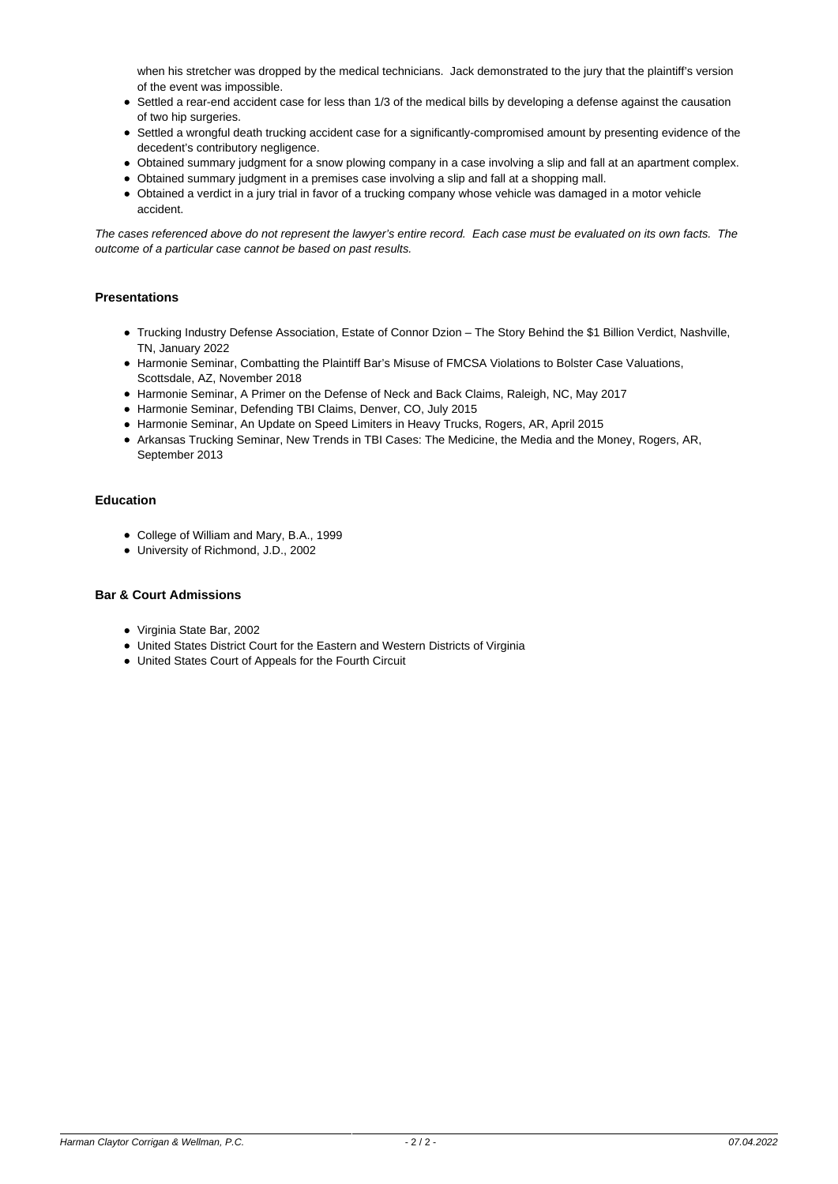when his stretcher was dropped by the medical technicians. Jack demonstrated to the jury that the plaintiff's version of the event was impossible.

- Settled a rear-end accident case for less than 1/3 of the medical bills by developing a defense against the causation of two hip surgeries.
- Settled a wrongful death trucking accident case for a significantly-compromised amount by presenting evidence of the decedent's contributory negligence.
- Obtained summary judgment for a snow plowing company in a case involving a slip and fall at an apartment complex.
- Obtained summary judgment in a premises case involving a slip and fall at a shopping mall.
- Obtained a verdict in a jury trial in favor of a trucking company whose vehicle was damaged in a motor vehicle accident.

*The cases referenced above do not represent the lawyer's entire record. Each case must be evaluated on its own facts. The outcome of a particular case cannot be based on past results.*

### Presentations

- Trucking Industry Defense Association, Estate of Connor Dzion – The Story Behind the $1 Billion Verdict, Nashville, TN, January 2022
- Harmonie Seminar, Combatting the Plaintiff Bar's Misuse of FMCSA Violations to Bolster Case Valuations, Scottsdale, AZ, November 2018
- Harmonie Seminar, A Primer on the Defense of Neck and Back Claims, Raleigh, NC, May 2017
- Harmonie Seminar, Defending TBI Claims, Denver, CO, July 2015
- Harmonie Seminar, An Update on Speed Limiters in Heavy Trucks, Rogers, AR, April 2015
- Arkansas Trucking Seminar, New Trends in TBI Cases: The Medicine, the Media and the Money, Rogers, AR, September 2013

### Education

- College of William and Mary, B.A., 1999
- University of Richmond, J.D., 2002

### Bar & Court Admissions

- Virginia State Bar, 2002
- United States District Court for the Eastern and Western Districts of Virginia
- United States Court of Appeals for the Fourth Circuit